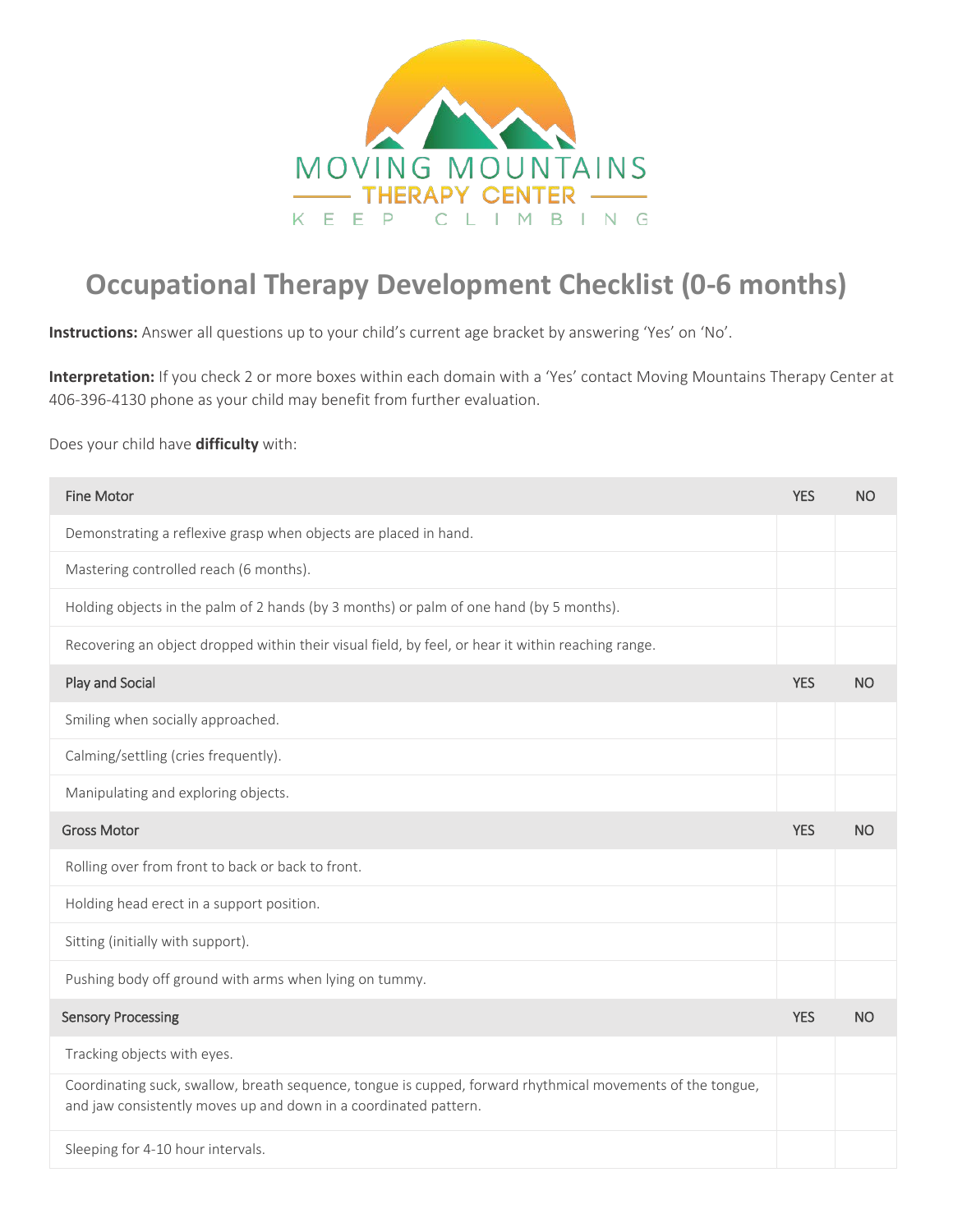MOVING MOUNTAINS

THERAPY CENTER

KEEP CLIMBING

# Occupational Therapy Development Checklist (0-6 months)

**Instructions:** Answer all questions up to your child's current age bracket by answering 'Yes' on 'No'.

**Interpretation:** If you check 2 or more boxes within each domain with a 'Yes' contact Moving Mountains Therapy Center at 406-396-4130 phone as your child may benefit from further evaluation.

Does your child have **difficulty** with:

| Fine Motor | YES | NO |
|---|---|---|
| Demonstrating a reflexive grasp when objects are placed in hand. | | |
| Mastering controlled reach (6 months). | | |
| Holding objects in the palm of 2 hands (by 3 months) or palm of one hand (by 5 months). | | |
| Recovering an object dropped within their visual field, by feel, or hear it within reaching range. | | |
| **Play and Social** | **YES** | **NO** |
| Smiling when socially approached. | | |
| Calming/settling (cries frequently). | | |
| Manipulating and exploring objects. | | |
| **Gross Motor** | **YES** | **NO** |
| Rolling over from front to back or back to front. | | |
| Holding head erect in a support position. | | |
| Sitting (initially with support). | | |
| Pushing body off ground with arms when lying on tummy. | | |
| **Sensory Processing** | **YES** | **NO** |
| Tracking objects with eyes. | | |
| Coordinating suck, swallow, breath sequence, tongue is cupped, forward rhythmical movements of the tongue, and jaw consistently moves up and down in a coordinated pattern. | | |
| Sleeping for 4-10 hour intervals. | | |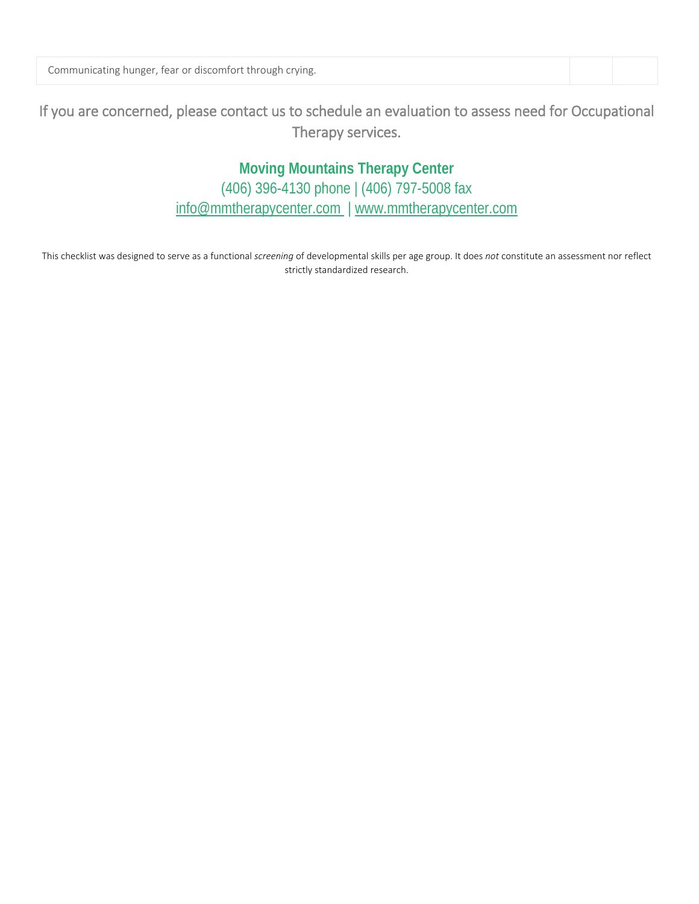| | | |
|---|---|---|
| Communicating hunger, fear or discomfort through crying. | | |

If you are concerned, please contact us to schedule an evaluation to assess need for Occupational Therapy services.

**Moving Mountains Therapy Center**

(406) 396-4130 phone | (406) 797-5008 fax

info@mmtherapycenter.com | www.mmtherapycenter.com

This checklist was designed to serve as a functional *screening* of developmental skills per age group. It does *not* constitute an assessment nor reflect strictly standardized research.